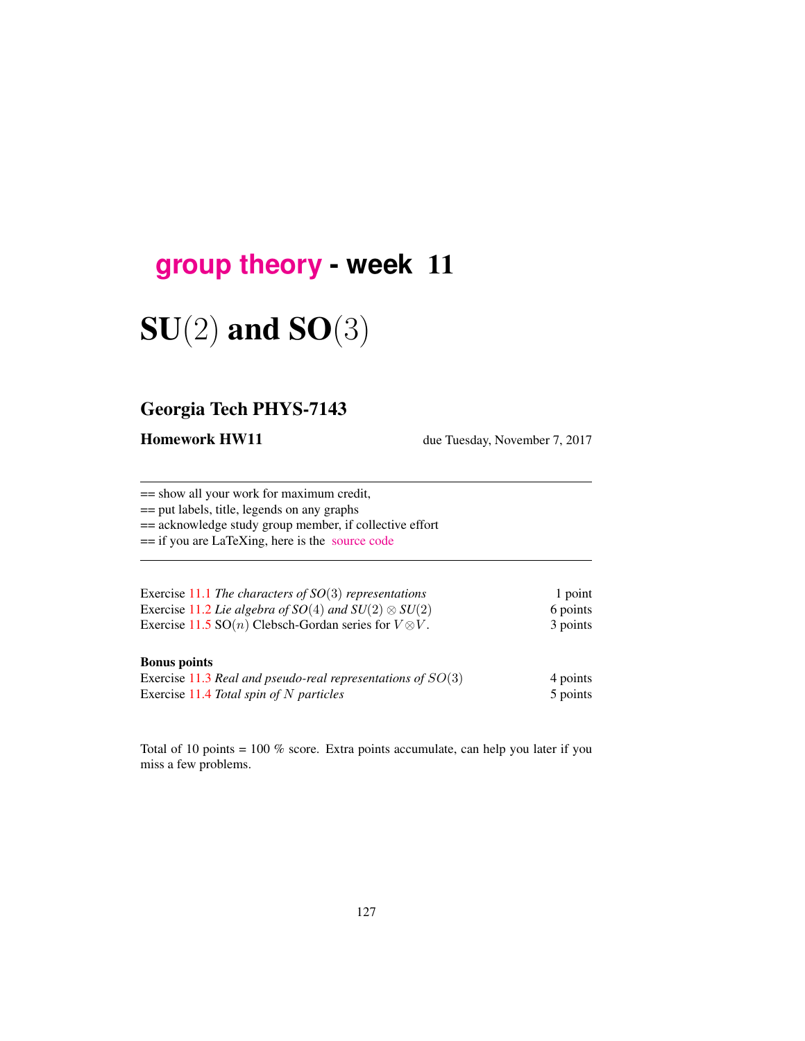# group theory - week 11

# SU(2) and SO(3)

## Georgia Tech PHYS-7143

**Homework HW11** due Tuesday, November 7, 2017

---

== show all your work for maximum credit,
== put labels, title, legends on any graphs
== acknowledge study group member, if collective effort
== if you are LaTeXing, here is the source code

---

| | |
|---|---|
| Exercise 11.1 *The characters of SO(3) representations* | 1 point |
| Exercise 11.2 *Lie algebra of SO(4) and* $SU(2) \otimes SU(2)$ | 6 points |
| Exercise 11.5 SO($n$) Clebsch-Gordan series for $V \otimes V$. | 3 points |

**Bonus points**

| | |
|---|---|
| Exercise 11.3 *Real and pseudo-real representations of SO(3)* | 4 points |
| Exercise 11.4 *Total spin of N particles* | 5 points |

Total of 10 points = 100 % score. Extra points accumulate, can help you later if you miss a few problems.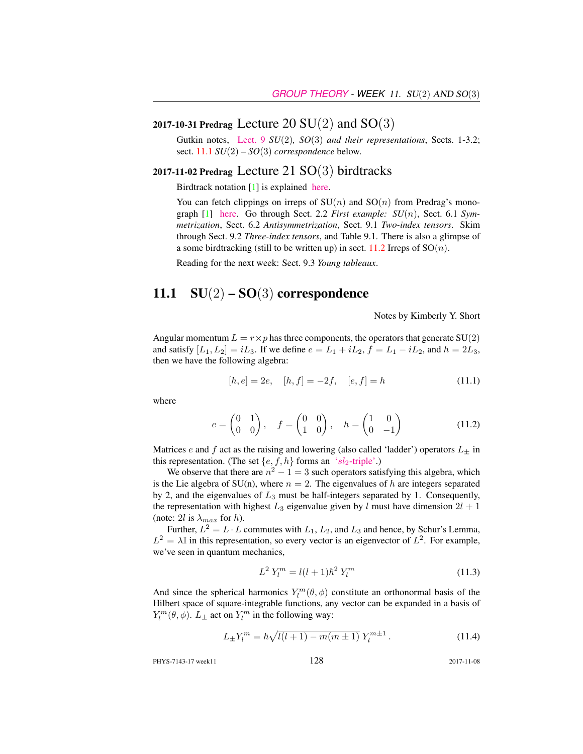## 2017-10-31 Predrag Lecture 20 SU(2) and SO(3)

Gutkin notes, Lect. 9 *SU*(2)*, SO*(3) *and their representations*, Sects. 1-3.2; sect. 11.1 *SU*(2) – *SO*(3) *correspondence* below.

## 2017-11-02 Predrag Lecture 21 SO(3) birdtracks

Birdtrack notation [1] is explained here.

You can fetch clippings on irreps of SU($n$) and SO($n$) from Predrag's monograph [1] here. Go through Sect. 2.2 *First example: SU*($n$), Sect. 6.1 *Symmetrization*, Sect. 6.2 *Antisymmetrization*, Sect. 9.1 *Two-index tensors*. Skim through Sect. 9.2 *Three-index tensors*, and Table 9.1. There is also a glimpse of a some birdtracking (still to be written up) in sect. 11.2 Irreps of SO($n$).

Reading for the next week: Sect. 9.3 *Young tableaux*.

# 11.1 SU(2) – SO(3) correspondence

Notes by Kimberly Y. Short

Angular momentum $L = r \times p$ has three components, the operators that generate SU(2) and satisfy $[L_1, L_2] = iL_3$. If we define $e = L_1 + iL_2$, $f = L_1 - iL_2$, and $h = 2L_3$, then we have the following algebra:

$$[h, e] = 2e, \quad [h, f] = -2f, \quad [e, f] = h \tag{11.1}$$

where

$$e = \begin{pmatrix} 0 & 1 \\ 0 & 0 \end{pmatrix}, \quad f = \begin{pmatrix} 0 & 0 \\ 1 & 0 \end{pmatrix}, \quad h = \begin{pmatrix} 1 & 0 \\ 0 & -1 \end{pmatrix} \tag{11.2}$$

Matrices $e$ and $f$ act as the raising and lowering (also called 'ladder') operators $L_\pm$ in this representation. (The set $\{e, f, h\}$ forms an '$sl_2$-triple'.)

We observe that there are $n^2 - 1 = 3$ such operators satisfying this algebra, which is the Lie algebra of SU(n), where $n = 2$. The eigenvalues of $h$ are integers separated by 2, and the eigenvalues of $L_3$ must be half-integers separated by 1. Consequently, the representation with highest $L_3$ eigenvalue given by $l$ must have dimension $2l + 1$ (note: $2l$ is $\lambda_{max}$ for $h$).

Further, $L^2 = L \cdot L$ commutes with $L_1$, $L_2$, and $L_3$ and hence, by Schur's Lemma, $L^2 = \lambda \mathbb{I}$ in this representation, so every vector is an eigenvector of $L^2$. For example, we've seen in quantum mechanics,

$$L^2 \, Y_l^m = l(l+1)\hbar^2 \, Y_l^m \tag{11.3}$$

And since the spherical harmonics $Y_l^m(\theta, \phi)$ constitute an orthonormal basis of the Hilbert space of square-integrable functions, any vector can be expanded in a basis of $Y_l^m(\theta, \phi)$. $L_\pm$ act on $Y_l^m$ in the following way:

$$L_\pm Y_l^m = \hbar\sqrt{l(l+1) - m(m \pm 1)} \, Y_l^{m\pm1} \, . \tag{11.4}$$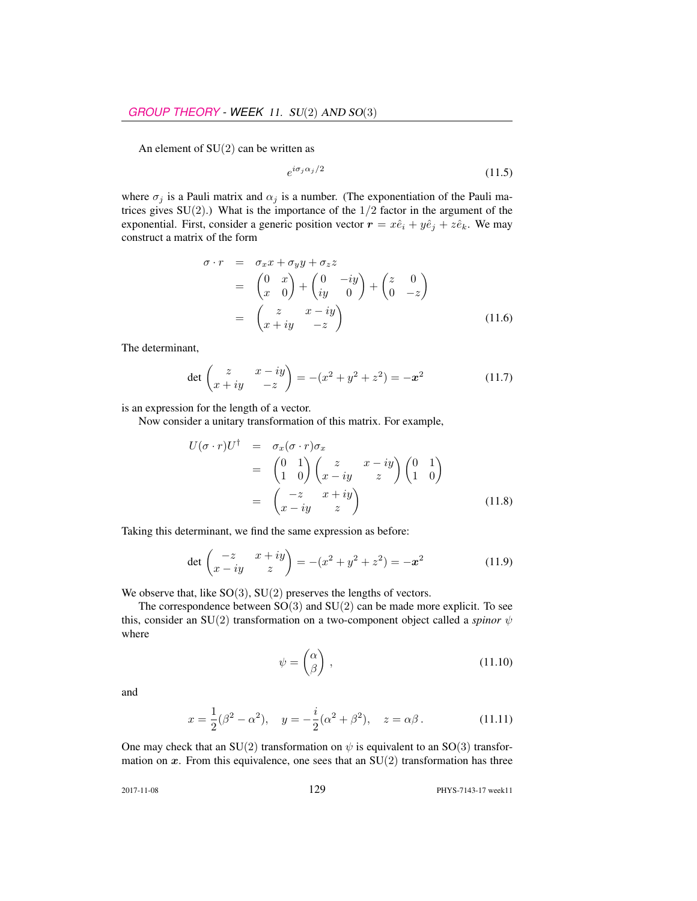An element of SU(2) can be written as

$$
e^{i\sigma_j \alpha_j/2} \tag{11.5}
$$

where $\sigma_j$ is a Pauli matrix and $\alpha_j$ is a number. (The exponentiation of the Pauli matrices gives SU(2).) What is the importance of the $1/2$ factor in the argument of the exponential. First, consider a generic position vector $\boldsymbol{r} = x\hat{e}_i + y\hat{e}_j + z\hat{e}_k$. We may construct a matrix of the form

$$
\begin{aligned}
\sigma \cdot r &= \sigma_x x + \sigma_y y + \sigma_z z \\
&= \begin{pmatrix} 0 & x \\ x & 0 \end{pmatrix} + \begin{pmatrix} 0 & -iy \\ iy & 0 \end{pmatrix} + \begin{pmatrix} z & 0 \\ 0 & -z \end{pmatrix} \\
&= \begin{pmatrix} z & x - iy \\ x + iy & -z \end{pmatrix}
\end{aligned} \tag{11.6}
$$

The determinant,

$$
\det \begin{pmatrix} z & x - iy \\ x + iy & -z \end{pmatrix} = -(x^2 + y^2 + z^2) = -\boldsymbol{x}^2 \tag{11.7}
$$

is an expression for the length of a vector.

Now consider a unitary transformation of this matrix. For example,

$$
\begin{aligned}
U(\sigma \cdot r)U^\dagger &= \sigma_x(\sigma \cdot r)\sigma_x \\
&= \begin{pmatrix} 0 & 1 \\ 1 & 0 \end{pmatrix} \begin{pmatrix} z & x - iy \\ x - iy & z \end{pmatrix} \begin{pmatrix} 0 & 1 \\ 1 & 0 \end{pmatrix} \\
&= \begin{pmatrix} -z & x + iy \\ x - iy & z \end{pmatrix}
\end{aligned} \tag{11.8}
$$

Taking this determinant, we find the same expression as before:

$$
\det \begin{pmatrix} -z & x + iy \\ x - iy & z \end{pmatrix} = -(x^2 + y^2 + z^2) = -\boldsymbol{x}^2 \tag{11.9}
$$

We observe that, like SO(3), SU(2) preserves the lengths of vectors.

The correspondence between SO(3) and SU(2) can be made more explicit. To see this, consider an SU(2) transformation on a two-component object called a *spinor* $\psi$ where

$$
\psi = \begin{pmatrix} \alpha \\ \beta \end{pmatrix}, \tag{11.10}
$$

and

$$
x = \frac{1}{2}(\beta^2 - \alpha^2), \quad y = -\frac{i}{2}(\alpha^2 + \beta^2), \quad z = \alpha\beta\,. \tag{11.11}
$$

One may check that an SU(2) transformation on $\psi$ is equivalent to an SO(3) transformation on $\boldsymbol{x}$. From this equivalence, one sees that an SU(2) transformation has three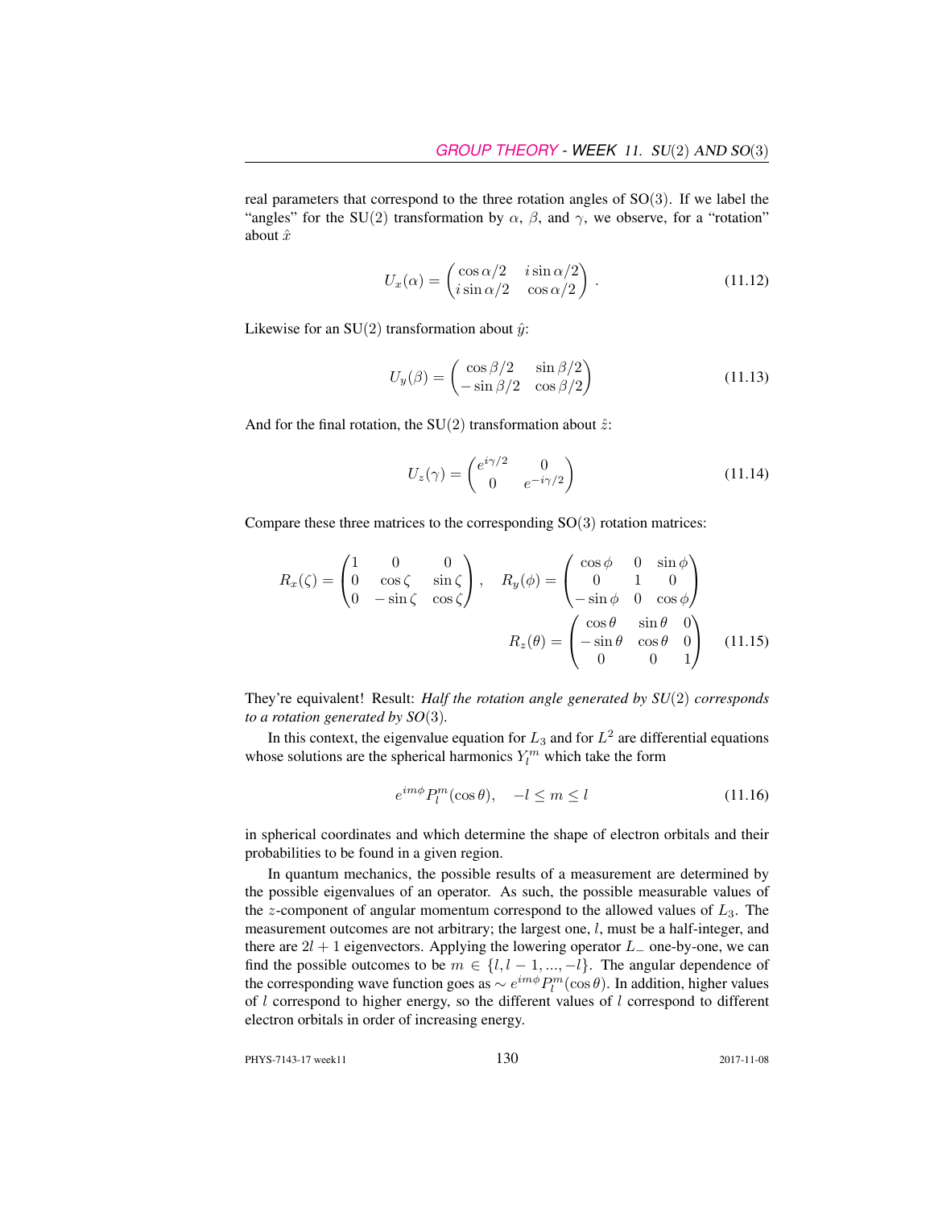real parameters that correspond to the three rotation angles of SO(3). If we label the "angles" for the SU(2) transformation by $\alpha$, $\beta$, and $\gamma$, we observe, for a "rotation" about $\hat{x}$

$$U_x(\alpha) = \begin{pmatrix} \cos\alpha/2 & i\sin\alpha/2 \\ i\sin\alpha/2 & \cos\alpha/2 \end{pmatrix} . \tag{11.12}$$

Likewise for an SU(2) transformation about $\hat{y}$:

$$U_y(\beta) = \begin{pmatrix} \cos\beta/2 & \sin\beta/2 \\ -\sin\beta/2 & \cos\beta/2 \end{pmatrix} \tag{11.13}$$

And for the final rotation, the SU(2) transformation about $\hat{z}$:

$$U_z(\gamma) = \begin{pmatrix} e^{i\gamma/2} & 0 \\ 0 & e^{-i\gamma/2} \end{pmatrix} \tag{11.14}$$

Compare these three matrices to the corresponding SO(3) rotation matrices:

$$R_x(\zeta) = \begin{pmatrix} 1 & 0 & 0 \\ 0 & \cos\zeta & \sin\zeta \\ 0 & -\sin\zeta & \cos\zeta \end{pmatrix}, \quad R_y(\phi) = \begin{pmatrix} \cos\phi & 0 & \sin\phi \\ 0 & 1 & 0 \\ -\sin\phi & 0 & \cos\phi \end{pmatrix}$$

$$R_z(\theta) = \begin{pmatrix} \cos\theta & \sin\theta & 0 \\ -\sin\theta & \cos\theta & 0 \\ 0 & 0 & 1 \end{pmatrix} \tag{11.15}$$

They're equivalent! Result: *Half the rotation angle generated by SU(2) corresponds to a rotation generated by SO(3).*

In this context, the eigenvalue equation for $L_3$ and for $L^2$ are differential equations whose solutions are the spherical harmonics $Y_l^m$ which take the form

$$e^{im\phi}P_l^m(\cos\theta), \quad -l \le m \le l \tag{11.16}$$

in spherical coordinates and which determine the shape of electron orbitals and their probabilities to be found in a given region.

In quantum mechanics, the possible results of a measurement are determined by the possible eigenvalues of an operator. As such, the possible measurable values of the $z$-component of angular momentum correspond to the allowed values of $L_3$. The measurement outcomes are not arbitrary; the largest one, $l$, must be a half-integer, and there are $2l+1$ eigenvectors. Applying the lowering operator $L_-$ one-by-one, we can find the possible outcomes to be $m \in \{l, l-1, ..., -l\}$. The angular dependence of the corresponding wave function goes as $\sim e^{im\phi}P_l^m(\cos\theta)$. In addition, higher values of $l$ correspond to higher energy, so the different values of $l$ correspond to different electron orbitals in order of increasing energy.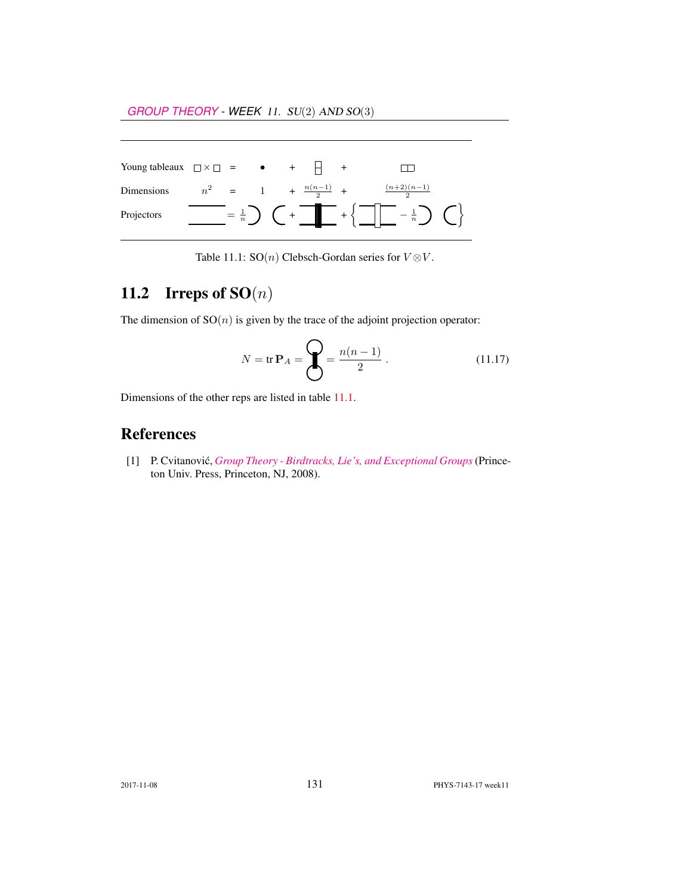| Young tableaux | $\square \times \square$ | = | $\bullet$ | + | $\begin{smallmatrix}\square\\\square\end{smallmatrix}$ | + | $\square\square$ |
| --- | --- | --- | --- | --- | --- | --- | --- |
| Dimensions | $n^2$ | = | 1 | + | $\frac{n(n-1)}{2}$ | + | $\frac{(n+2)(n-1)}{2}$ |
| Projectors | | $= \frac{1}{n}$ | | + | | + | $\left\{ \quad - \frac{1}{n} \quad \right\}$ |

Table 11.1: SO$(n)$ Clebsch-Gordan series for $V \otimes V$.

## 11.2 Irreps of SO$(n)$

The dimension of SO$(n)$ is given by the trace of the adjoint projection operator:

$$N = \operatorname{tr} \mathbf{P}_A = \quad = \frac{n(n-1)}{2} \,. \tag{11.17}$$

Dimensions of the other reps are listed in table 11.1.

## References

[1] P. Cvitanović, *Group Theory - Birdtracks, Lie's, and Exceptional Groups* (Princeton Univ. Press, Princeton, NJ, 2008).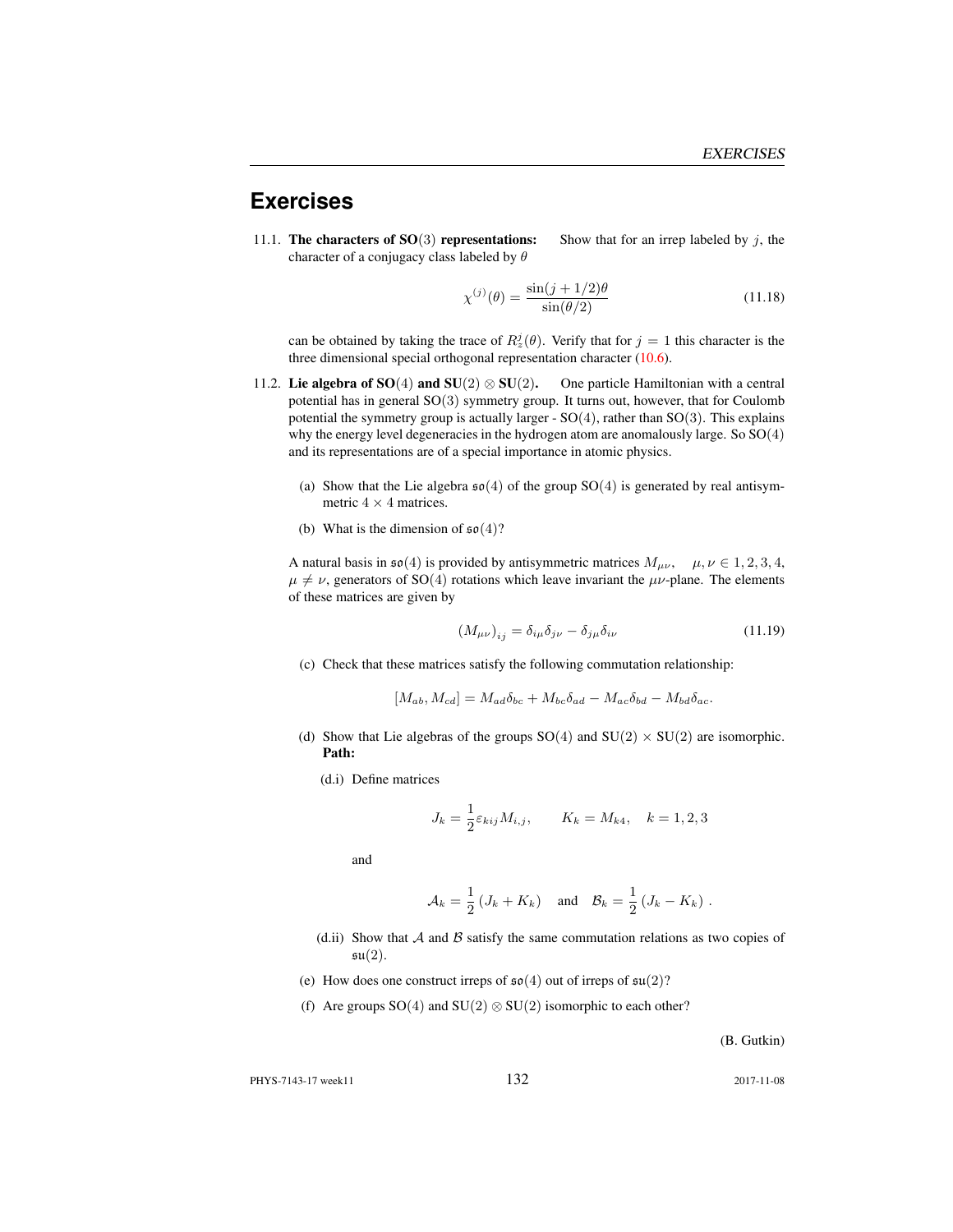# Exercises

11.1. **The characters of SO(3) representations:** Show that for an irrep labeled by $j$, the character of a conjugacy class labeled by $\theta$

$$\chi^{(j)}(\theta) = \frac{\sin(j+1/2)\theta}{\sin(\theta/2)} \tag{11.18}$$

can be obtained by taking the trace of $R_z^j(\theta)$. Verify that for $j=1$ this character is the three dimensional special orthogonal representation character (10.6).

11.2. **Lie algebra of SO(4) and SU(2) $\otimes$ SU(2).** One particle Hamiltonian with a central potential has in general SO(3) symmetry group. It turns out, however, that for Coulomb potential the symmetry group is actually larger - SO(4), rather than SO(3). This explains why the energy level degeneracies in the hydrogen atom are anomalously large. So SO(4) and its representations are of a special importance in atomic physics.

(a) Show that the Lie algebra $\mathfrak{so}(4)$ of the group SO(4) is generated by real antisymmetric $4\times 4$ matrices.

(b) What is the dimension of $\mathfrak{so}(4)$?

A natural basis in $\mathfrak{so}(4)$ is provided by antisymmetric matrices $M_{\mu\nu}$, $\mu,\nu \in 1,2,3,4$, $\mu \neq \nu$, generators of SO(4) rotations which leave invariant the $\mu\nu$-plane. The elements of these matrices are given by

$$(M_{\mu\nu})_{ij} = \delta_{i\mu}\delta_{j\nu} - \delta_{j\mu}\delta_{i\nu} \tag{11.19}$$

(c) Check that these matrices satisfy the following commutation relationship:

$$[M_{ab}, M_{cd}] = M_{ad}\delta_{bc} + M_{bc}\delta_{ad} - M_{ac}\delta_{bd} - M_{bd}\delta_{ac}.$$

(d) Show that Lie algebras of the groups SO(4) and SU(2) $\times$ SU(2) are isomorphic. **Path:**

(d.i) Define matrices

$$J_k = \frac{1}{2}\varepsilon_{kij}M_{i,j}, \qquad K_k = M_{k4}, \quad k = 1,2,3$$

and

$$\mathcal{A}_k = \frac{1}{2}(J_k + K_k) \quad \text{and} \quad \mathcal{B}_k = \frac{1}{2}(J_k - K_k)\,.$$

(d.ii) Show that $\mathcal{A}$ and $\mathcal{B}$ satisfy the same commutation relations as two copies of $\mathfrak{su}(2)$.

(e) How does one construct irreps of $\mathfrak{so}(4)$ out of irreps of $\mathfrak{su}(2)$?

(f) Are groups SO(4) and SU(2) $\otimes$ SU(2) isomorphic to each other?

(B. Gutkin)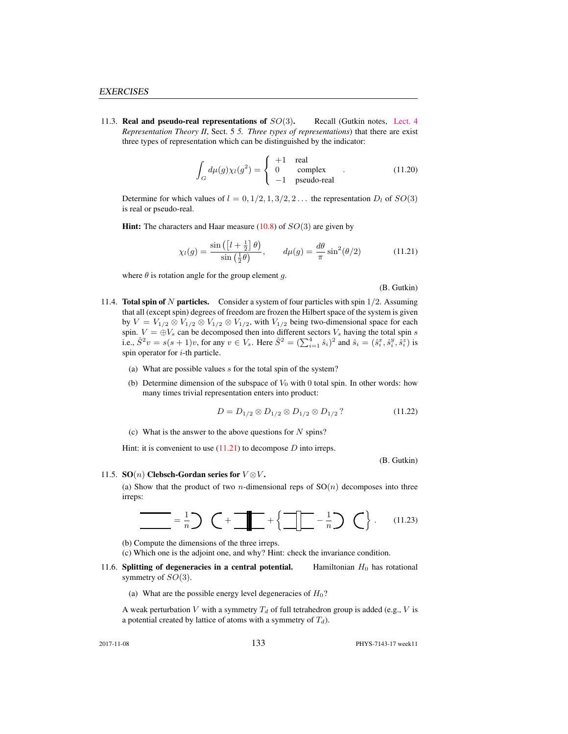## EXERCISES

11.3. **Real and pseudo-real representations of $SO(3)$.** Recall (Gutkin notes, Lect. 4 *Representation Theory II*, Sect. 5 *5. Three types of representations*) that there are exist three types of representation which can be distinguished by the indicator:

$$\int_G d\mu(g)\chi_l(g^2) = \begin{cases} +1 & \text{real} \\ 0 & \text{complex} \\ -1 & \text{pseudo-real} \end{cases} . \tag{11.20}$$

Determine for which values of $l = 0, 1/2, 1, 3/2, 2 \dots$ the representation $D_l$ of $SO(3)$ is real or pseudo-real.

**Hint:** The characters and Haar measure (10.8) of $SO(3)$ are given by

$$\chi_l(g) = \frac{\sin\left(\left[l+\frac{1}{2}\right]\theta\right)}{\sin\left(\frac{1}{2}\theta\right)}, \qquad d\mu(g) = \frac{d\theta}{\pi}\sin^2(\theta/2) \tag{11.21}$$

where $\theta$ is rotation angle for the group element $g$.

(B. Gutkin)

11.4. **Total spin of $N$ particles.** Consider a system of four particles with spin $1/2$. Assuming that all (except spin) degrees of freedom are frozen the Hilbert space of the system is given by $V = V_{1/2} \otimes V_{1/2} \otimes V_{1/2} \otimes V_{1/2}$, with $V_{1/2}$ being two-dimensional space for each spin. $V = \oplus V_s$ can be decomposed then into different sectors $V_s$ having the total spin $s$ i.e., $\hat{S}^2 v = s(s+1)v$, for any $v \in V_s$. Here $\hat{S}^2 = (\sum_{i=1}^4 \hat{s}_i)^2$ and $\hat{s}_i = (\hat{s}_i^x, \hat{s}_i^y, \hat{s}_i^z)$ is spin operator for $i$-th particle.

(a) What are possible values $s$ for the total spin of the system?

(b) Determine dimension of the subspace of $V_0$ with 0 total spin. In other words: how many times trivial representation enters into product:

$$D = D_{1/2} \otimes D_{1/2} \otimes D_{1/2} \otimes D_{1/2}\,? \tag{11.22}$$

(c) What is the answer to the above questions for $N$ spins?

Hint: it is convenient to use (11.21) to decompose $D$ into irreps.

(B. Gutkin)

11.5. **SO($n$) Clebsch-Gordan series for $V \otimes V$.**

(a) Show that the product of two $n$-dimensional reps of SO($n$) decomposes into three irreps:

$$= \frac{1}{n} ⊃ ⊂ + [\text{antisymmetrizer}] + \left\{ [\text{symmetrizer}] - \frac{1}{n} ⊃ ⊂ \right\} . \tag{11.23}$$

(b) Compute the dimensions of the three irreps.

(c) Which one is the adjoint one, and why? Hint: check the invariance condition.

11.6. **Splitting of degeneracies in a central potential.** Hamiltonian $H_0$ has rotational symmetry of $SO(3)$.

(a) What are the possible energy level degeneracies of $H_0$?

A weak perturbation $V$ with a symmetry $T_d$ of full tetrahedron group is added (e.g., $V$ is a potential created by lattice of atoms with a symmetry of $T_d$).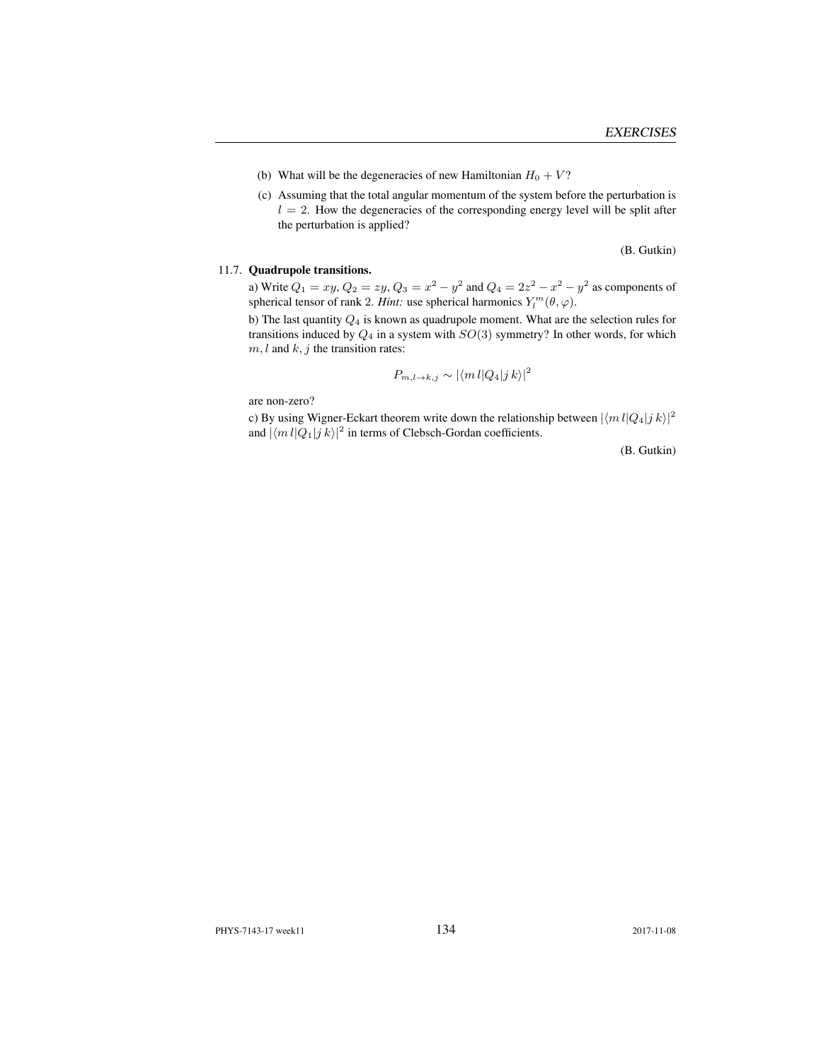(b) What will be the degeneracies of new Hamiltonian $H_0 + V$?

(c) Assuming that the total angular momentum of the system before the perturbation is $l = 2$. How the degeneracies of the corresponding energy level will be split after the perturbation is applied?

(B. Gutkin)

11.7. **Quadrupole transitions.**

a) Write $Q_1 = xy$, $Q_2 = zy$, $Q_3 = x^2 - y^2$ and $Q_4 = 2z^2 - x^2 - y^2$ as components of spherical tensor of rank 2. *Hint:* use spherical harmonics $Y_l^m(\theta, \varphi)$.

b) The last quantity $Q_4$ is known as quadrupole moment. What are the selection rules for transitions induced by $Q_4$ in a system with $SO(3)$ symmetry? In other words, for which $m, l$ and $k, j$ the transition rates:

$$P_{m,l \to k,j} \sim |\langle m\, l | Q_4 | j\, k \rangle|^2$$

are non-zero?

c) By using Wigner-Eckart theorem write down the relationship between $|\langle m\, l | Q_4 | j\, k \rangle|^2$ and $|\langle m\, l | Q_1 | j\, k \rangle|^2$ in terms of Clebsch-Gordan coefficients.

(B. Gutkin)